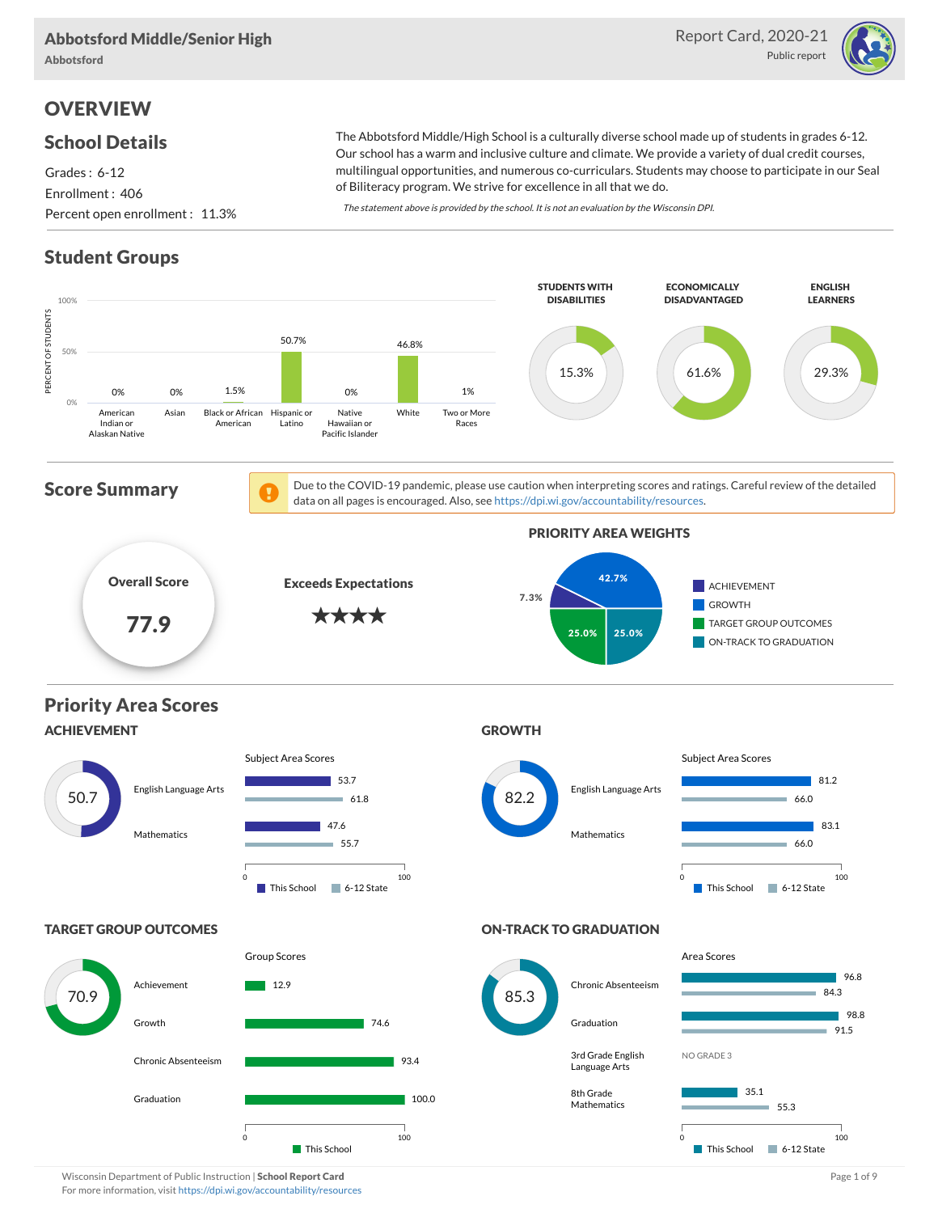# Abbotsford Middle/Senior High

Abbotsford

Report Card, 2020-21

Public report

## OVERVIEW

### School Details

Grades : 6-12

Enrollment : 406

Percent open enrollment : 11.3%

The Abbotsford Middle/High School is a culturally diverse school made up of students in grades 6-12. Our school has a warm and inclusive culture and climate. We provide a variety of dual credit courses, multilingual opportunities, and numerous co-curriculars. Students may choose to participate in our Seal of Biliteracy program. We strive for excellence in all that we do.

*The statement above is provided by the school. It is not an evaluation by the Wisconsin DPI.*

### Student Groups

| Group | Percent of Students |
| --- | --- |
| American Indian or Alaskan Native | 0% |
| Asian | 0% |
| Black or African American | 1.5% |
| Hispanic or Latino | 50.7% |
| Native Hawaiian or Pacific Islander | 0% |
| White | 46.8% |
| Two or More Races | 1% |

| Students with Disabilities | Economically Disadvantaged | English Learners |
| --- | --- | --- |
| 15.3% | 61.6% | 29.3% |

### Score Summary

Due to the COVID-19 pandemic, please use caution when interpreting scores and ratings. Careful review of the detailed data on all pages is encouraged. Also, see https://dpi.wi.gov/accountability/resources.

**Overall Score:** 77.9

**Exceeds Expectations** ★★★★

**Priority Area Weights**

| Priority Area | Weight |
| --- | --- |
| Achievement | 7.3% |
| Growth | 42.7% |
| Target Group Outcomes | 25.0% |
| On-Track to Graduation | 25.0% |

### Priority Area Scores

#### ACHIEVEMENT

Score: 50.7

| Subject Area | This School | 6-12 State |
| --- | --- | --- |
| English Language Arts | 53.7 | 61.8 |
| Mathematics | 47.6 | 55.7 |

#### GROWTH

Score: 82.2

| Subject Area | This School | 6-12 State |
| --- | --- | --- |
| English Language Arts | 81.2 | 66.0 |
| Mathematics | 83.1 | 66.0 |

#### TARGET GROUP OUTCOMES

Score: 70.9

| Group | This School |
| --- | --- |
| Achievement | 12.9 |
| Growth | 74.6 |
| Chronic Absenteeism | 93.4 |
| Graduation | 100.0 |

#### ON-TRACK TO GRADUATION

Score: 85.3

| Area | This School | 6-12 State |
| --- | --- | --- |
| Chronic Absenteeism | 96.8 | 84.3 |
| Graduation | 98.8 | 91.5 |
| 3rd Grade English Language Arts | NO GRADE 3 | |
| 8th Grade Mathematics | 35.1 | 55.3 |

Wisconsin Department of Public Instruction | **School Report Card**

For more information, visit https://dpi.wi.gov/accountability/resources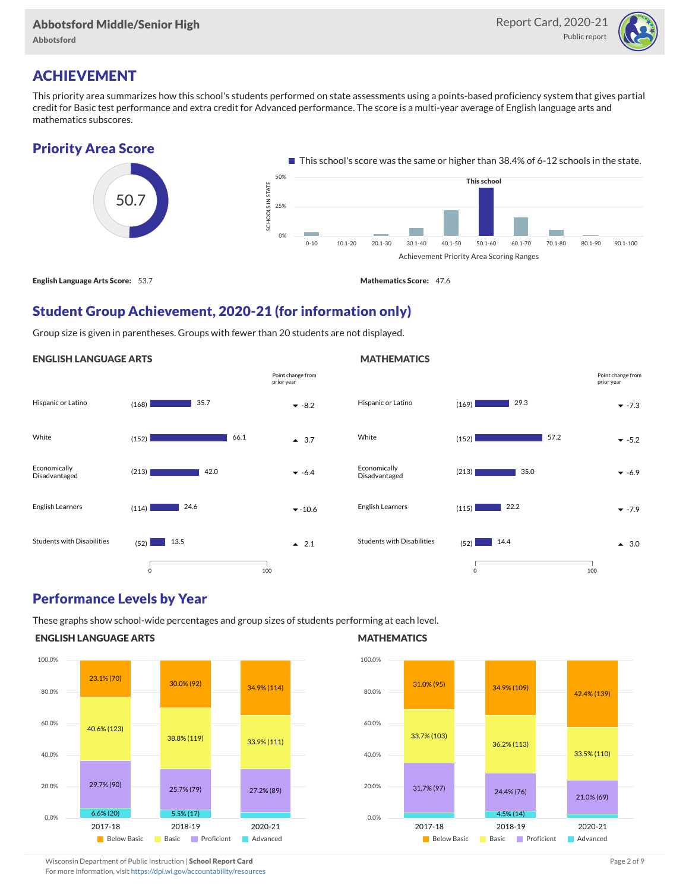# ACHIEVEMENT

This priority area summarizes how this school's students performed on state assessments using a points-based proficiency system that gives partial credit for Basic test performance and extra credit for Advanced performance. The score is a multi-year average of English language arts and mathematics subscores.

## Priority Area Score

50.7

This school's score was the same or higher than 38.4% of 6-12 schools in the state.

**English Language Arts Score:** 53.7

**Mathematics Score:** 47.6

## Student Group Achievement, 2020-21 (for information only)

Group size is given in parentheses. Groups with fewer than 20 students are not displayed.

### ENGLISH LANGUAGE ARTS

| Group | Size | Score | Point change from prior year |
|---|---|---|---|
| Hispanic or Latino | (168) | 35.7 | -8.2 |
| White | (152) | 66.1 | 3.7 |
| Economically Disadvantaged | (213) | 42.0 | -6.4 |
| English Learners | (114) | 24.6 | -10.6 |
| Students with Disabilities | (52) | 13.5 | 2.1 |

### MATHEMATICS

| Group | Size | Score | Point change from prior year |
|---|---|---|---|
| Hispanic or Latino | (169) | 29.3 | -7.3 |
| White | (152) | 57.2 | -5.2 |
| Economically Disadvantaged | (213) | 35.0 | -6.9 |
| English Learners | (115) | 22.2 | -7.9 |
| Students with Disabilities | (52) | 14.4 | 3.0 |

## Performance Levels by Year

These graphs show school-wide percentages and group sizes of students performing at each level.

### ENGLISH LANGUAGE ARTS

| Level | 2017-18 | 2018-19 | 2020-21 |
|---|---|---|---|
| Below Basic | 23.1% (70) | 30.0% (92) | 34.9% (114) |
| Basic | 40.6% (123) | 38.8% (119) | 33.9% (111) |
| Proficient | 29.7% (90) | 25.7% (79) | 27.2% (89) |
| Advanced | 6.6% (20) | 5.5% (17) | |

### MATHEMATICS

| Level | 2017-18 | 2018-19 | 2020-21 |
|---|---|---|---|
| Below Basic | 31.0% (95) | 34.9% (109) | 42.4% (139) |
| Basic | 33.7% (103) | 36.2% (113) | 33.5% (110) |
| Proficient | 31.7% (97) | 24.4% (76) | 21.0% (69) |
| Advanced | | 4.5% (14) | |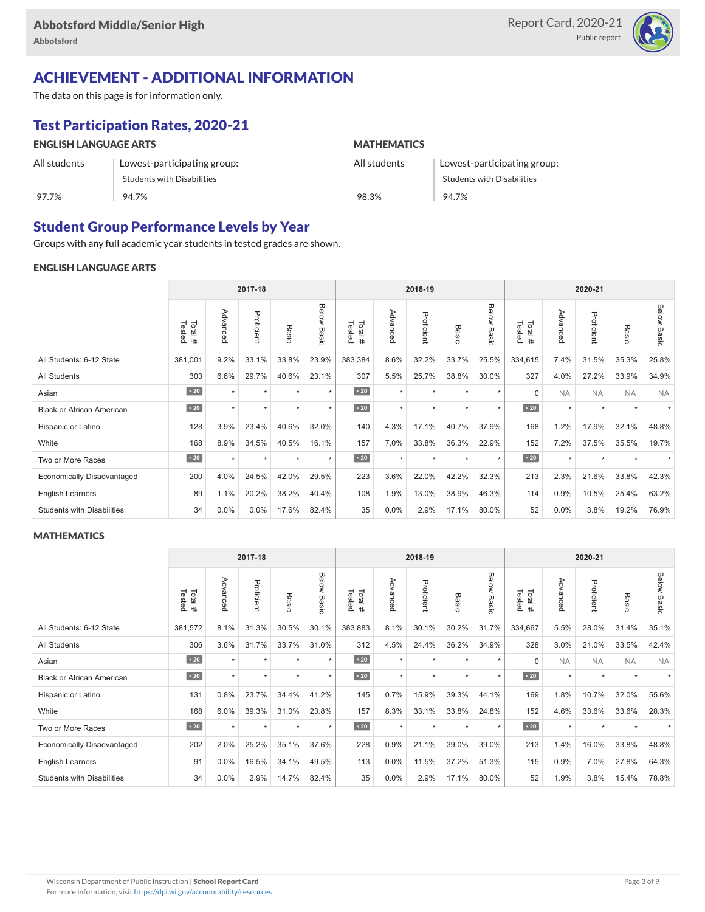## ACHIEVEMENT - ADDITIONAL INFORMATION

The data on this page is for information only.

### Test Participation Rates, 2020-21

**ENGLISH LANGUAGE ARTS**

| All students | Lowest-participating group: Students with Disabilities |
|---|---|
| 97.7% | 94.7% |

**MATHEMATICS**

| All students | Lowest-participating group: Students with Disabilities |
|---|---|
| 98.3% | 94.7% |

### Student Group Performance Levels by Year

Groups with any full academic year students in tested grades are shown.

**ENGLISH LANGUAGE ARTS**

| | 2017-18 | | | | | 2018-19 | | | | | 2020-21 | | | | |
|---|---|---|---|---|---|---|---|---|---|---|---|---|---|---|---|
| | Total # Tested | Advanced | Proficient | Basic | Below Basic | Total # Tested | Advanced | Proficient | Basic | Below Basic | Total # Tested | Advanced | Proficient | Basic | Below Basic |
| All Students: 6-12 State | 381,001 | 9.2% | 33.1% | 33.8% | 23.9% | 383,384 | 8.6% | 32.2% | 33.7% | 25.5% | 334,615 | 7.4% | 31.5% | 35.3% | 25.8% |
| All Students | 303 | 6.6% | 29.7% | 40.6% | 23.1% | 307 | 5.5% | 25.7% | 38.8% | 30.0% | 327 | 4.0% | 27.2% | 33.9% | 34.9% |
| Asian | < 20 | * | * | * | * | < 20 | * | * | * | * | 0 | NA | NA | NA | NA |
| Black or African American | < 20 | * | * | * | * | < 20 | * | * | * | * | < 20 | * | * | * | * |
| Hispanic or Latino | 128 | 3.9% | 23.4% | 40.6% | 32.0% | 140 | 4.3% | 17.1% | 40.7% | 37.9% | 168 | 1.2% | 17.9% | 32.1% | 48.8% |
| White | 168 | 8.9% | 34.5% | 40.5% | 16.1% | 157 | 7.0% | 33.8% | 36.3% | 22.9% | 152 | 7.2% | 37.5% | 35.5% | 19.7% |
| Two or More Races | < 20 | * | * | * | * | < 20 | * | * | * | * | < 20 | * | * | * | * |
| Economically Disadvantaged | 200 | 4.0% | 24.5% | 42.0% | 29.5% | 223 | 3.6% | 22.0% | 42.2% | 32.3% | 213 | 2.3% | 21.6% | 33.8% | 42.3% |
| English Learners | 89 | 1.1% | 20.2% | 38.2% | 40.4% | 108 | 1.9% | 13.0% | 38.9% | 46.3% | 114 | 0.9% | 10.5% | 25.4% | 63.2% |
| Students with Disabilities | 34 | 0.0% | 0.0% | 17.6% | 82.4% | 35 | 0.0% | 2.9% | 17.1% | 80.0% | 52 | 0.0% | 3.8% | 19.2% | 76.9% |

**MATHEMATICS**

| | 2017-18 | | | | | 2018-19 | | | | | 2020-21 | | | | |
|---|---|---|---|---|---|---|---|---|---|---|---|---|---|---|---|
| | Total # Tested | Advanced | Proficient | Basic | Below Basic | Total # Tested | Advanced | Proficient | Basic | Below Basic | Total # Tested | Advanced | Proficient | Basic | Below Basic |
| All Students: 6-12 State | 381,572 | 8.1% | 31.3% | 30.5% | 30.1% | 383,883 | 8.1% | 30.1% | 30.2% | 31.7% | 334,667 | 5.5% | 28.0% | 31.4% | 35.1% |
| All Students | 306 | 3.6% | 31.7% | 33.7% | 31.0% | 312 | 4.5% | 24.4% | 36.2% | 34.9% | 328 | 3.0% | 21.0% | 33.5% | 42.4% |
| Asian | < 20 | * | * | * | * | < 20 | * | * | * | * | 0 | NA | NA | NA | NA |
| Black or African American | < 20 | * | * | * | * | < 20 | * | * | * | * | < 20 | * | * | * | * |
| Hispanic or Latino | 131 | 0.8% | 23.7% | 34.4% | 41.2% | 145 | 0.7% | 15.9% | 39.3% | 44.1% | 169 | 1.8% | 10.7% | 32.0% | 55.6% |
| White | 168 | 6.0% | 39.3% | 31.0% | 23.8% | 157 | 8.3% | 33.1% | 33.8% | 24.8% | 152 | 4.6% | 33.6% | 33.6% | 28.3% |
| Two or More Races | < 20 | * | * | * | * | < 20 | * | * | * | * | < 20 | * | * | * | * |
| Economically Disadvantaged | 202 | 2.0% | 25.2% | 35.1% | 37.6% | 228 | 0.9% | 21.1% | 39.0% | 39.0% | 213 | 1.4% | 16.0% | 33.8% | 48.8% |
| English Learners | 91 | 0.0% | 16.5% | 34.1% | 49.5% | 113 | 0.0% | 11.5% | 37.2% | 51.3% | 115 | 0.9% | 7.0% | 27.8% | 64.3% |
| Students with Disabilities | 34 | 0.0% | 2.9% | 14.7% | 82.4% | 35 | 0.0% | 2.9% | 17.1% | 80.0% | 52 | 1.9% | 3.8% | 15.4% | 78.8% |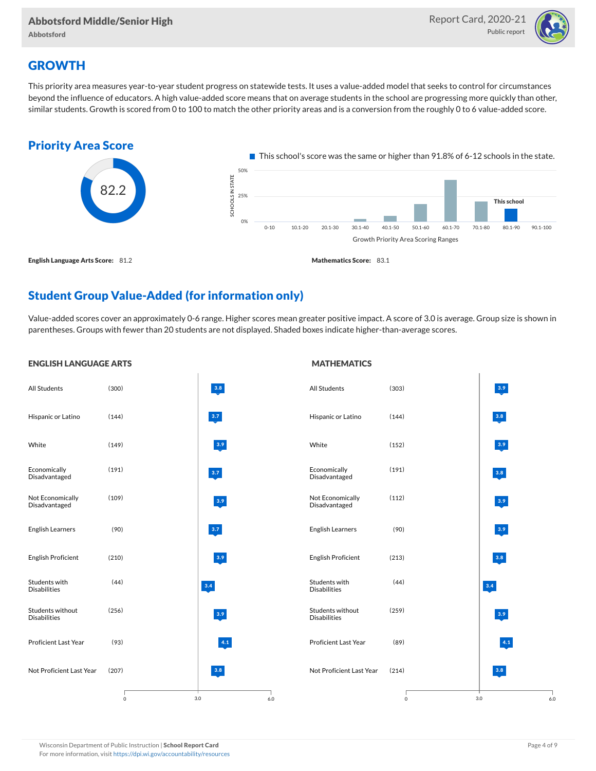## GROWTH

This priority area measures year-to-year student progress on statewide tests. It uses a value-added model that seeks to control for circumstances beyond the influence of educators. A high value-added score means that on average students in the school are progressing more quickly than other, similar students. Growth is scored from 0 to 100 to match the other priority areas and is a conversion from the roughly 0 to 6 value-added score.

### Priority Area Score

82.2

This school's score was the same or higher than 91.8% of 6-12 schools in the state.

Growth Priority Area Scoring Ranges: 0-10, 10.1-20, 20.1-30, 30.1-40, 40.1-50, 50.1-60, 60.1-70, 70.1-80, 80.1-90 (This school), 90.1-100

**English Language Arts Score:** 81.2

**Mathematics Score:** 83.1

### Student Group Value-Added (for information only)

Value-added scores cover an approximately 0-6 range. Higher scores mean greater positive impact. A score of 3.0 is average. Group size is shown in parentheses. Groups with fewer than 20 students are not displayed. Shaded boxes indicate higher-than-average scores.

#### ENGLISH LANGUAGE ARTS

| Group | Size | Value-Added |
|---|---|---|
| All Students | (300) | 3.8 |
| Hispanic or Latino | (144) | 3.7 |
| White | (149) | 3.9 |
| Economically Disadvantaged | (191) | 3.7 |
| Not Economically Disadvantaged | (109) | 3.9 |
| English Learners | (90) | 3.7 |
| English Proficient | (210) | 3.9 |
| Students with Disabilities | (44) | 3.4 |
| Students without Disabilities | (256) | 3.9 |
| Proficient Last Year | (93) | 4.1 |
| Not Proficient Last Year | (207) | 3.8 |

#### MATHEMATICS

| Group | Size | Value-Added |
|---|---|---|
| All Students | (303) | 3.9 |
| Hispanic or Latino | (144) | 3.8 |
| White | (152) | 3.9 |
| Economically Disadvantaged | (191) | 3.8 |
| Not Economically Disadvantaged | (112) | 3.9 |
| English Learners | (90) | 3.9 |
| English Proficient | (213) | 3.8 |
| Students with Disabilities | (44) | 3.4 |
| Students without Disabilities | (259) | 3.9 |
| Proficient Last Year | (89) | 4.1 |
| Not Proficient Last Year | (214) | 3.8 |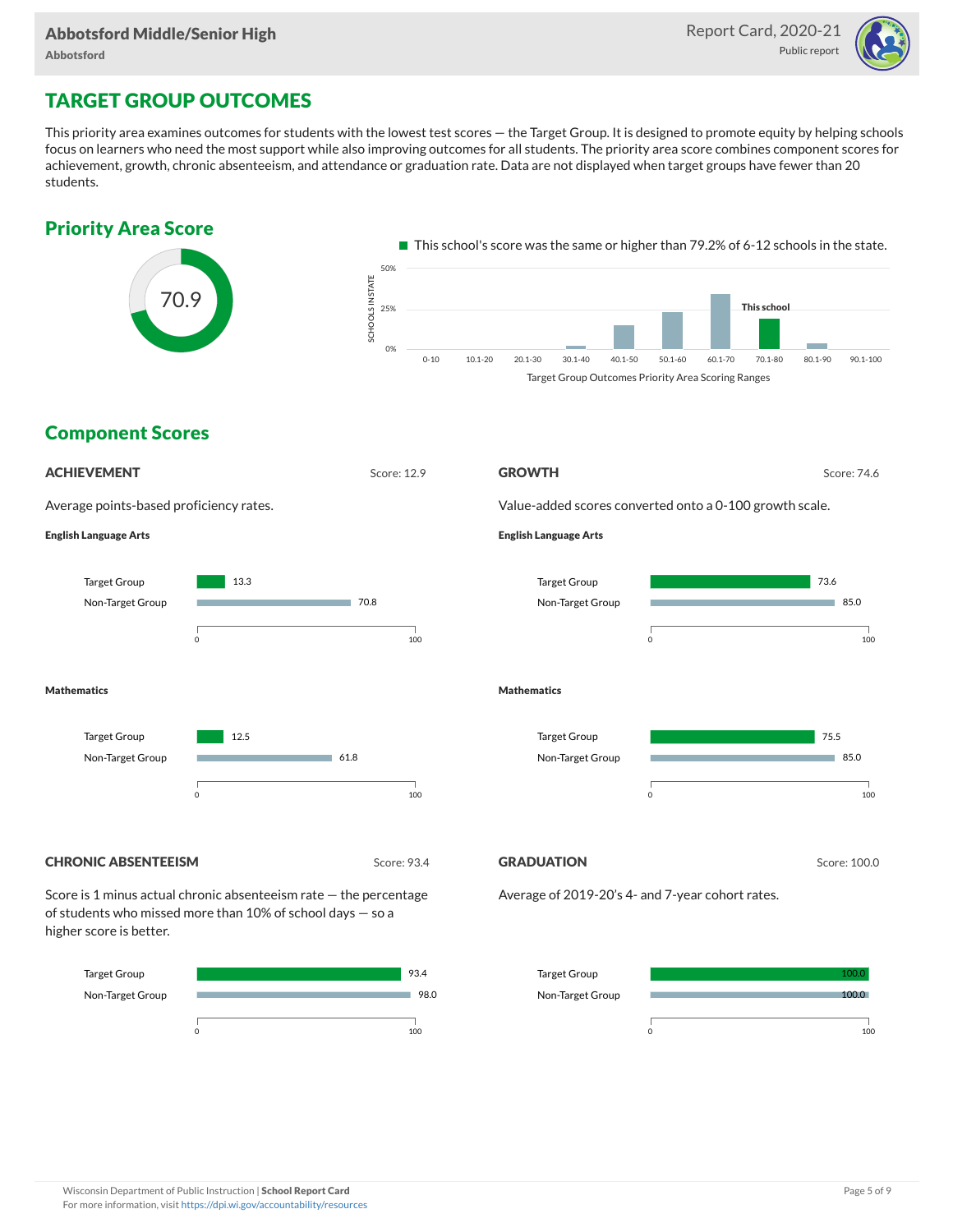# TARGET GROUP OUTCOMES

This priority area examines outcomes for students with the lowest test scores — the Target Group. It is designed to promote equity by helping schools focus on learners who need the most support while also improving outcomes for all students. The priority area score combines component scores for achievement, growth, chronic absenteeism, and attendance or graduation rate. Data are not displayed when target groups have fewer than 20 students.

## Priority Area Score

70.9

This school's score was the same or higher than 79.2% of 6-12 schools in the state.

Target Group Outcomes Priority Area Scoring Ranges: 0-10, 10.1-20, 20.1-30, 30.1-40, 40.1-50, 50.1-60, 60.1-70, 70.1-80 (This school), 80.1-90, 90.1-100

## Component Scores

### ACHIEVEMENT

Score: 12.9

Average points-based proficiency rates.

**English Language Arts**

| | Score |
|---|---|
| Target Group | 13.3 |
| Non-Target Group | 70.8 |

**Mathematics**

| | Score |
|---|---|
| Target Group | 12.5 |
| Non-Target Group | 61.8 |

### GROWTH

Score: 74.6

Value-added scores converted onto a 0-100 growth scale.

**English Language Arts**

| | Score |
|---|---|
| Target Group | 73.6 |
| Non-Target Group | 85.0 |

**Mathematics**

| | Score |
|---|---|
| Target Group | 75.5 |
| Non-Target Group | 85.0 |

### CHRONIC ABSENTEEISM

Score: 93.4

Score is 1 minus actual chronic absenteeism rate — the percentage of students who missed more than 10% of school days — so a higher score is better.

| | Score |
|---|---|
| Target Group | 93.4 |
| Non-Target Group | 98.0 |

### GRADUATION

Score: 100.0

Average of 2019-20's 4- and 7-year cohort rates.

| | Score |
|---|---|
| Target Group | 100.0 |
| Non-Target Group | 100.0 |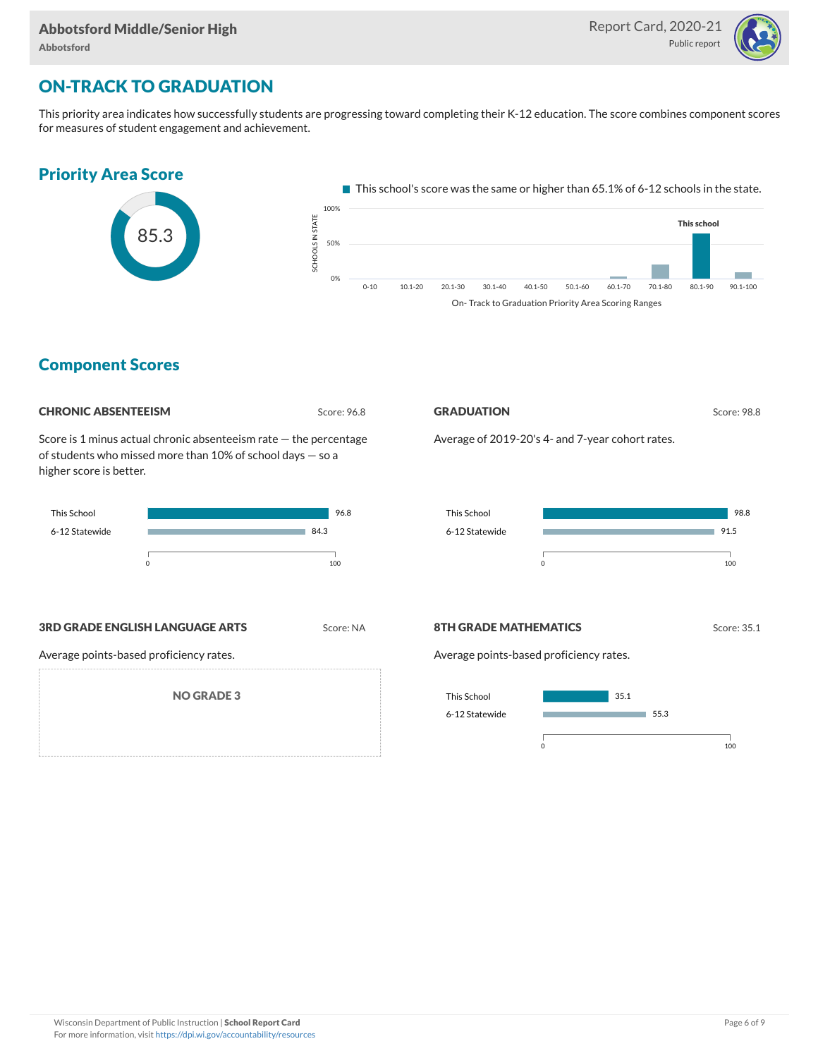## ON-TRACK TO GRADUATION

This priority area indicates how successfully students are progressing toward completing their K-12 education. The score combines component scores for measures of student engagement and achievement.

### Priority Area Score

85.3

This school's score was the same or higher than 65.1% of 6-12 schools in the state.

## Component Scores

### CHRONIC ABSENTEEISM

Score: 96.8

Score is 1 minus actual chronic absenteeism rate — the percentage of students who missed more than 10% of school days — so a higher score is better.

| | Score |
|---|---|
| This School | 96.8 |
| 6-12 Statewide | 84.3 |

### GRADUATION

Score: 98.8

Average of 2019-20's 4- and 7-year cohort rates.

| | Score |
|---|---|
| This School | 98.8 |
| 6-12 Statewide | 91.5 |

### 3RD GRADE ENGLISH LANGUAGE ARTS

Score: NA

Average points-based proficiency rates.

NO GRADE 3

### 8TH GRADE MATHEMATICS

Score: 35.1

Average points-based proficiency rates.

| | Score |
|---|---|
| This School | 35.1 |
| 6-12 Statewide | 55.3 |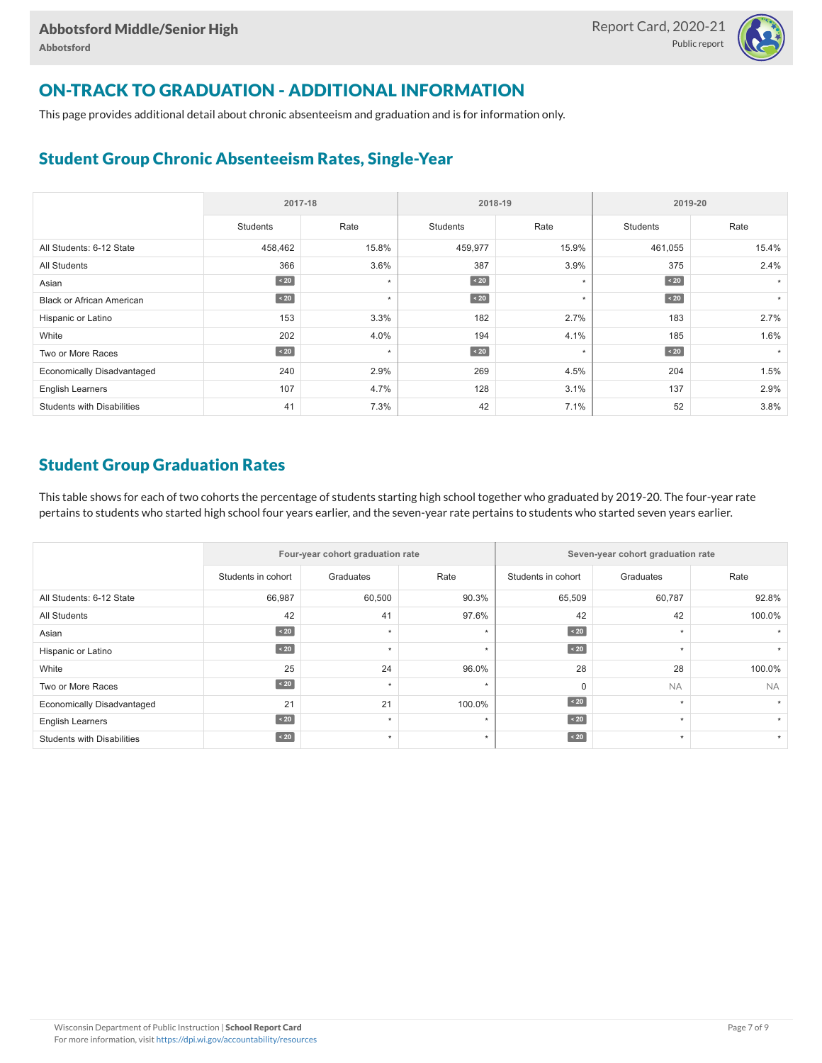# ON-TRACK TO GRADUATION - ADDITIONAL INFORMATION

This page provides additional detail about chronic absenteeism and graduation and is for information only.

## Student Group Chronic Absenteeism Rates, Single-Year

| | 2017-18 | | 2018-19 | | 2019-20 | |
|---|---|---|---|---|---|---|
| | Students | Rate | Students | Rate | Students | Rate |
| All Students: 6-12 State | 458,462 | 15.8% | 459,977 | 15.9% | 461,055 | 15.4% |
| All Students | 366 | 3.6% | 387 | 3.9% | 375 | 2.4% |
| Asian | < 20 | * | < 20 | * | < 20 | * |
| Black or African American | < 20 | * | < 20 | * | < 20 | * |
| Hispanic or Latino | 153 | 3.3% | 182 | 2.7% | 183 | 2.7% |
| White | 202 | 4.0% | 194 | 4.1% | 185 | 1.6% |
| Two or More Races | < 20 | * | < 20 | * | < 20 | * |
| Economically Disadvantaged | 240 | 2.9% | 269 | 4.5% | 204 | 1.5% |
| English Learners | 107 | 4.7% | 128 | 3.1% | 137 | 2.9% |
| Students with Disabilities | 41 | 7.3% | 42 | 7.1% | 52 | 3.8% |

## Student Group Graduation Rates

This table shows for each of two cohorts the percentage of students starting high school together who graduated by 2019-20. The four-year rate pertains to students who started high school four years earlier, and the seven-year rate pertains to students who started seven years earlier.

| | Four-year cohort graduation rate | | | Seven-year cohort graduation rate | | |
|---|---|---|---|---|---|---|
| | Students in cohort | Graduates | Rate | Students in cohort | Graduates | Rate |
| All Students: 6-12 State | 66,987 | 60,500 | 90.3% | 65,509 | 60,787 | 92.8% |
| All Students | 42 | 41 | 97.6% | 42 | 42 | 100.0% |
| Asian | < 20 | * | * | < 20 | * | * |
| Hispanic or Latino | < 20 | * | * | < 20 | * | * |
| White | 25 | 24 | 96.0% | 28 | 28 | 100.0% |
| Two or More Races | < 20 | * | * | 0 | NA | NA |
| Economically Disadvantaged | 21 | 21 | 100.0% | < 20 | * | * |
| English Learners | < 20 | * | * | < 20 | * | * |
| Students with Disabilities | < 20 | * | * | < 20 | * | * |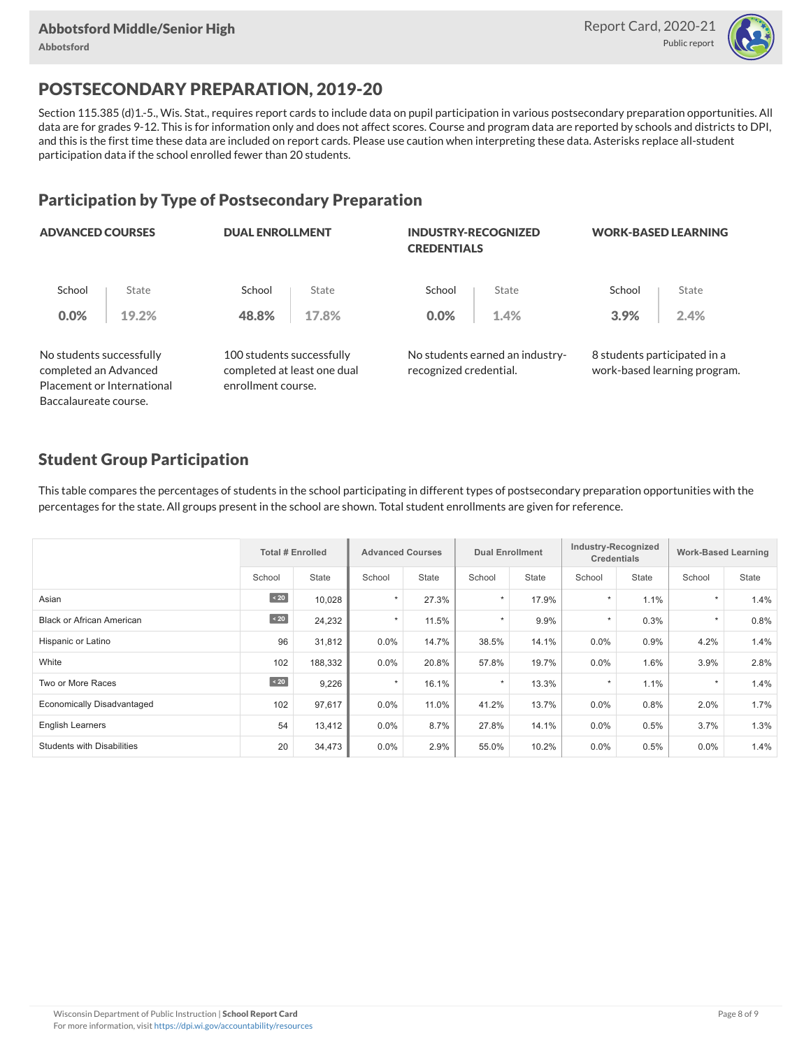# POSTSECONDARY PREPARATION, 2019-20

Section 115.385 (d)1.-5., Wis. Stat., requires report cards to include data on pupil participation in various postsecondary preparation opportunities. All data are for grades 9-12. This is for information only and does not affect scores. Course and program data are reported by schools and districts to DPI, and this is the first time these data are included on report cards. Please use caution when interpreting these data. Asterisks replace all-student participation data if the school enrolled fewer than 20 students.

## Participation by Type of Postsecondary Preparation

| | ADVANCED COURSES | DUAL ENROLLMENT | INDUSTRY-RECOGNIZED CREDENTIALS | WORK-BASED LEARNING |
|---|---|---|---|---|
| School | 0.0% | 48.8% | 0.0% | 3.9% |
| State | 19.2% | 17.8% | 1.4% | 2.4% |
| | No students successfully completed an Advanced Placement or International Baccalaureate course. | 100 students successfully completed at least one dual enrollment course. | No students earned an industry-recognized credential. | 8 students participated in a work-based learning program. |

## Student Group Participation

This table compares the percentages of students in the school participating in different types of postsecondary preparation opportunities with the percentages for the state. All groups present in the school are shown. Total student enrollments are given for reference.

| | Total # Enrolled | | Advanced Courses | | Dual Enrollment | | Industry-Recognized Credentials | | Work-Based Learning | |
|---|---|---|---|---|---|---|---|---|---|---|
| | School | State | School | State | School | State | School | State | School | State |
| Asian | < 20 | 10,028 | * | 27.3% | * | 17.9% | * | 1.1% | * | 1.4% |
| Black or African American | < 20 | 24,232 | * | 11.5% | * | 9.9% | * | 0.3% | * | 0.8% |
| Hispanic or Latino | 96 | 31,812 | 0.0% | 14.7% | 38.5% | 14.1% | 0.0% | 0.9% | 4.2% | 1.4% |
| White | 102 | 188,332 | 0.0% | 20.8% | 57.8% | 19.7% | 0.0% | 1.6% | 3.9% | 2.8% |
| Two or More Races | < 20 | 9,226 | * | 16.1% | * | 13.3% | * | 1.1% | * | 1.4% |
| Economically Disadvantaged | 102 | 97,617 | 0.0% | 11.0% | 41.2% | 13.7% | 0.0% | 0.8% | 2.0% | 1.7% |
| English Learners | 54 | 13,412 | 0.0% | 8.7% | 27.8% | 14.1% | 0.0% | 0.5% | 3.7% | 1.3% |
| Students with Disabilities | 20 | 34,473 | 0.0% | 2.9% | 55.0% | 10.2% | 0.0% | 0.5% | 0.0% | 1.4% |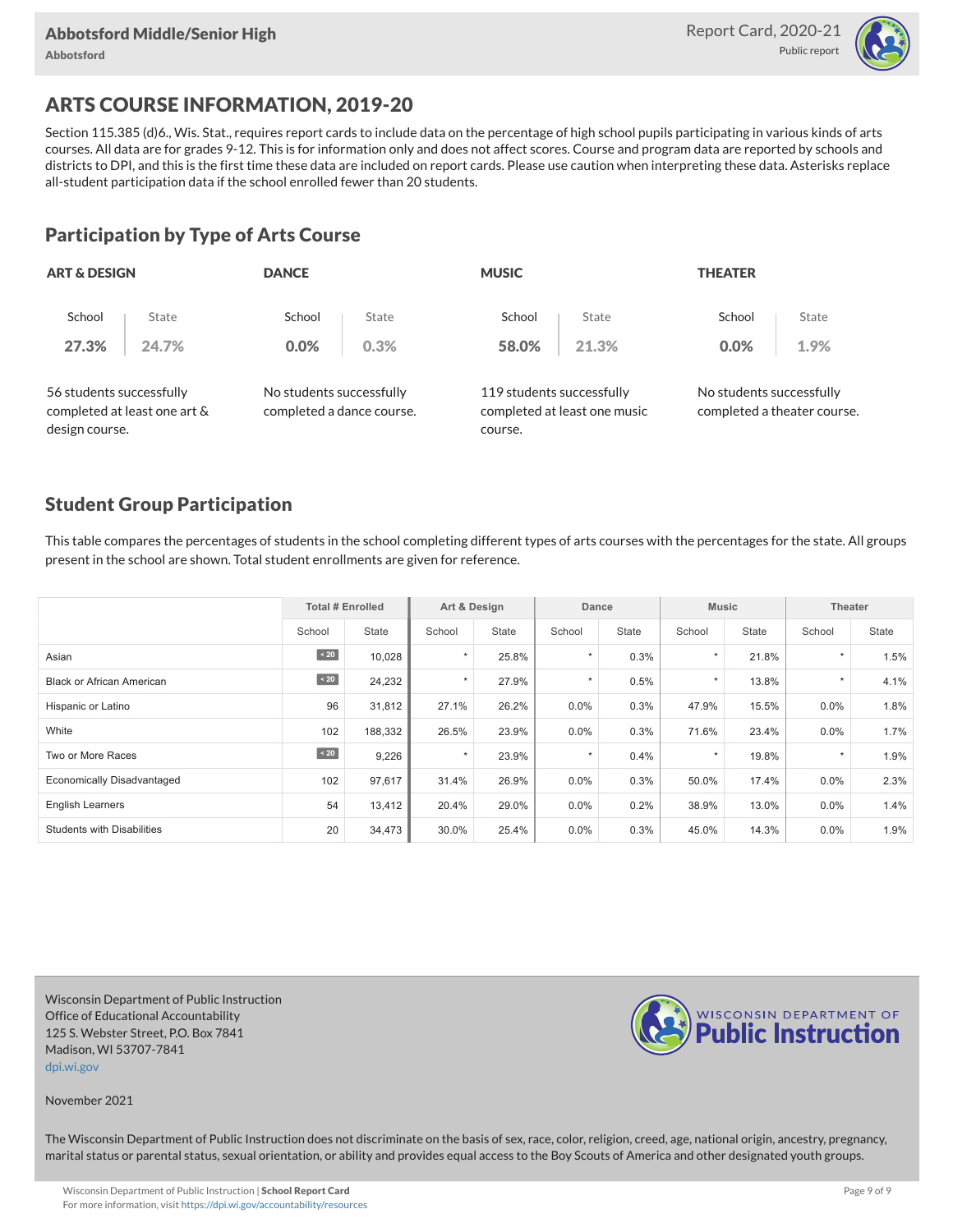# ARTS COURSE INFORMATION, 2019-20

Section 115.385 (d)6., Wis. Stat., requires report cards to include data on the percentage of high school pupils participating in various kinds of arts courses. All data are for grades 9-12. This is for information only and does not affect scores. Course and program data are reported by schools and districts to DPI, and this is the first time these data are included on report cards. Please use caution when interpreting these data. Asterisks replace all-student participation data if the school enrolled fewer than 20 students.

## Participation by Type of Arts Course

### ART & DESIGN

| School | State |
|---|---|
| 27.3% | 24.7% |

56 students successfully completed at least one art & design course.

### DANCE

| School | State |
|---|---|
| 0.0% | 0.3% |

No students successfully completed a dance course.

### MUSIC

| School | State |
|---|---|
| 58.0% | 21.3% |

119 students successfully completed at least one music course.

### THEATER

| School | State |
|---|---|
| 0.0% | 1.9% |

No students successfully completed a theater course.

## Student Group Participation

This table compares the percentages of students in the school completing different types of arts courses with the percentages for the state. All groups present in the school are shown. Total student enrollments are given for reference.

| | Total # Enrolled | | Art & Design | | Dance | | Music | | Theater | |
|---|---|---|---|---|---|---|---|---|---|---|
| | School | State | School | State | School | State | School | State | School | State |
| Asian | < 20 | 10,028 | * | 25.8% | * | 0.3% | * | 21.8% | * | 1.5% |
| Black or African American | < 20 | 24,232 | * | 27.9% | * | 0.5% | * | 13.8% | * | 4.1% |
| Hispanic or Latino | 96 | 31,812 | 27.1% | 26.2% | 0.0% | 0.3% | 47.9% | 15.5% | 0.0% | 1.8% |
| White | 102 | 188,332 | 26.5% | 23.9% | 0.0% | 0.3% | 71.6% | 23.4% | 0.0% | 1.7% |
| Two or More Races | < 20 | 9,226 | * | 23.9% | * | 0.4% | * | 19.8% | * | 1.9% |
| Economically Disadvantaged | 102 | 97,617 | 31.4% | 26.9% | 0.0% | 0.3% | 50.0% | 17.4% | 0.0% | 2.3% |
| English Learners | 54 | 13,412 | 20.4% | 29.0% | 0.0% | 0.2% | 38.9% | 13.0% | 0.0% | 1.4% |
| Students with Disabilities | 20 | 34,473 | 30.0% | 25.4% | 0.0% | 0.3% | 45.0% | 14.3% | 0.0% | 1.9% |

Wisconsin Department of Public Instruction
Office of Educational Accountability
125 S. Webster Street, P.O. Box 7841
Madison, WI 53707-7841
dpi.wi.gov

November 2021

The Wisconsin Department of Public Instruction does not discriminate on the basis of sex, race, color, religion, creed, age, national origin, ancestry, pregnancy, marital status or parental status, sexual orientation, or ability and provides equal access to the Boy Scouts of America and other designated youth groups.